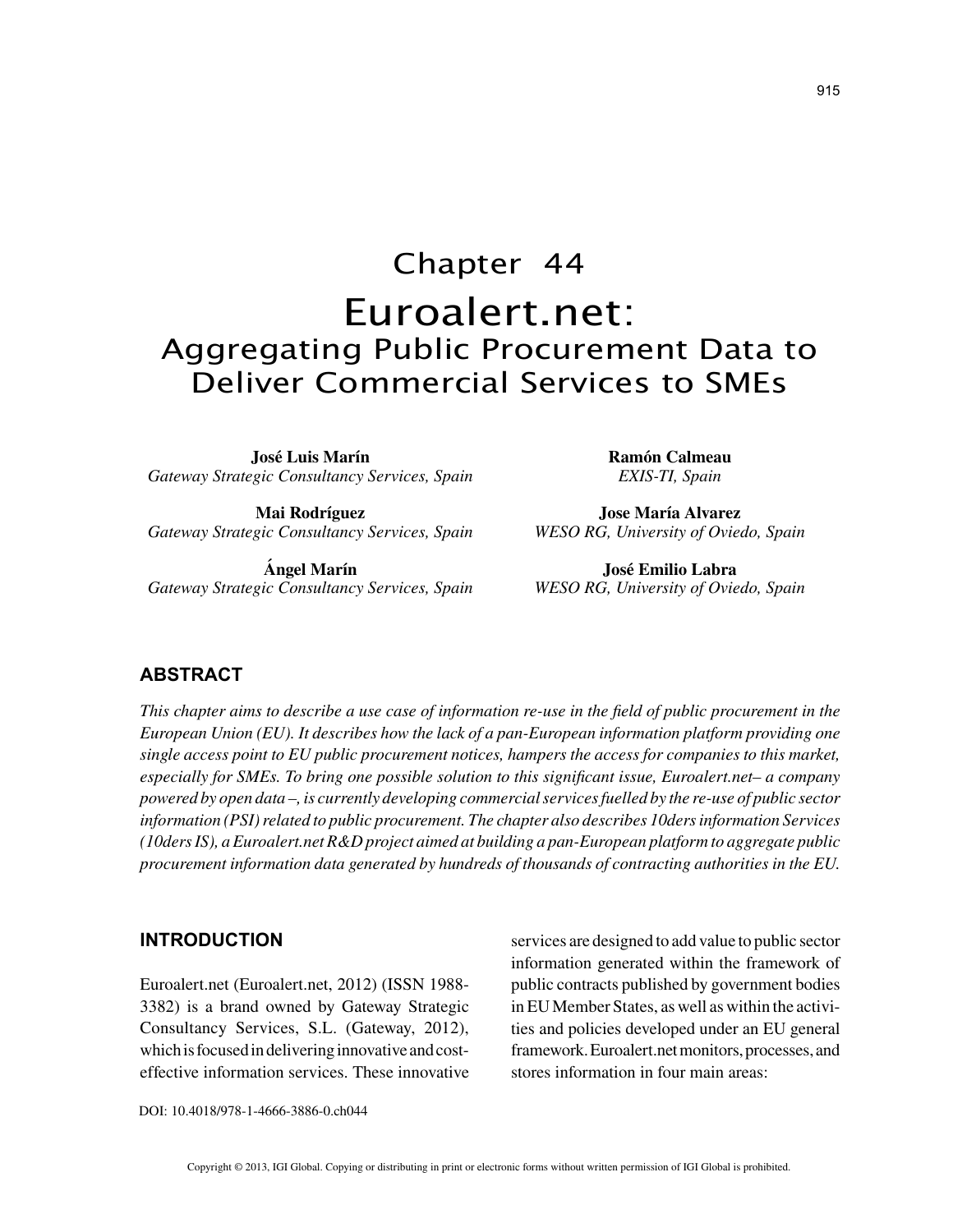# Chapter 44

# Euroalert.net:
## Aggregating Public Procurement Data to Deliver Commercial Services to SMEs

**José Luis Marín**
*Gateway Strategic Consultancy Services, Spain*

**Mai Rodríguez**
*Gateway Strategic Consultancy Services, Spain*

**Ángel Marín**
*Gateway Strategic Consultancy Services, Spain*

**Ramón Calmeau**
*EXIS-TI, Spain*

**Jose María Alvarez**
*WESO RG, University of Oviedo, Spain*

**José Emilio Labra**
*WESO RG, University of Oviedo, Spain*

## ABSTRACT

*This chapter aims to describe a use case of information re-use in the field of public procurement in the European Union (EU). It describes how the lack of a pan-European information platform providing one single access point to EU public procurement notices, hampers the access for companies to this market, especially for SMEs. To bring one possible solution to this significant issue, Euroalert.net– a company powered by open data –, is currently developing commercial services fuelled by the re-use of public sector information (PSI) related to public procurement. The chapter also describes 10ders information Services (10ders IS), a Euroalert.net R&D project aimed at building a pan-European platform to aggregate public procurement information data generated by hundreds of thousands of contracting authorities in the EU.*

## INTRODUCTION

Euroalert.net (Euroalert.net, 2012) (ISSN 1988-3382) is a brand owned by Gateway Strategic Consultancy Services, S.L. (Gateway, 2012), which is focused in delivering innovative and cost-effective information services. These innovative services are designed to add value to public sector information generated within the framework of public contracts published by government bodies in EU Member States, as well as within the activities and policies developed under an EU general framework. Euroalert.net monitors, processes, and stores information in four main areas:

DOI: 10.4018/978-1-4666-3886-0.ch044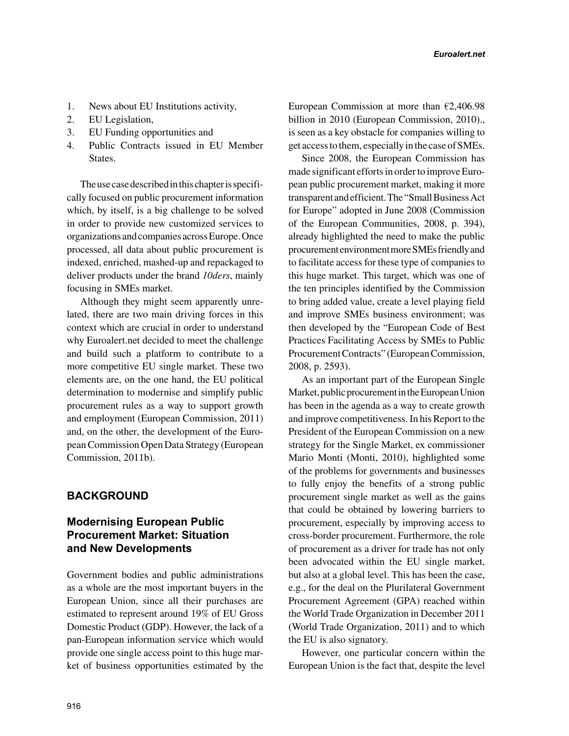1. News about EU Institutions activity,
2. EU Legislation,
3. EU Funding opportunities and
4. Public Contracts issued in EU Member States.

The use case described in this chapter is specifically focused on public procurement information which, by itself, is a big challenge to be solved in order to provide new customized services to organizations and companies across Europe. Once processed, all data about public procurement is indexed, enriched, mashed-up and repackaged to deliver products under the brand *10ders*, mainly focusing in SMEs market.

Although they might seem apparently unrelated, there are two main driving forces in this context which are crucial in order to understand why Euroalert.net decided to meet the challenge and build such a platform to contribute to a more competitive EU single market. These two elements are, on the one hand, the EU political determination to modernise and simplify public procurement rules as a way to support growth and employment (European Commission, 2011) and, on the other, the development of the European Commission Open Data Strategy (European Commission, 2011b).

## BACKGROUND

### Modernising European Public Procurement Market: Situation and New Developments

Government bodies and public administrations as a whole are the most important buyers in the European Union, since all their purchases are estimated to represent around 19% of EU Gross Domestic Product (GDP). However, the lack of a pan-European information service which would provide one single access point to this huge market of business opportunities estimated by the European Commission at more than €2,406.98 billion in 2010 (European Commission, 2010)., is seen as a key obstacle for companies willing to get access to them, especially in the case of SMEs.

Since 2008, the European Commission has made significant efforts in order to improve European public procurement market, making it more transparent and efficient. The "Small Business Act for Europe" adopted in June 2008 (Commission of the European Communities, 2008, p. 394), already highlighted the need to make the public procurement environment more SMEs friendly and to facilitate access for these type of companies to this huge market. This target, which was one of the ten principles identified by the Commission to bring added value, create a level playing field and improve SMEs business environment; was then developed by the "European Code of Best Practices Facilitating Access by SMEs to Public Procurement Contracts" (European Commission, 2008, p. 2593).

As an important part of the European Single Market, public procurement in the European Union has been in the agenda as a way to create growth and improve competitiveness. In his Report to the President of the European Commission on a new strategy for the Single Market, ex commissioner Mario Monti (Monti, 2010), highlighted some of the problems for governments and businesses to fully enjoy the benefits of a strong public procurement single market as well as the gains that could be obtained by lowering barriers to procurement, especially by improving access to cross-border procurement. Furthermore, the role of procurement as a driver for trade has not only been advocated within the EU single market, but also at a global level. This has been the case, e.g., for the deal on the Plurilateral Government Procurement Agreement (GPA) reached within the World Trade Organization in December 2011 (World Trade Organization, 2011) and to which the EU is also signatory.

However, one particular concern within the European Union is the fact that, despite the level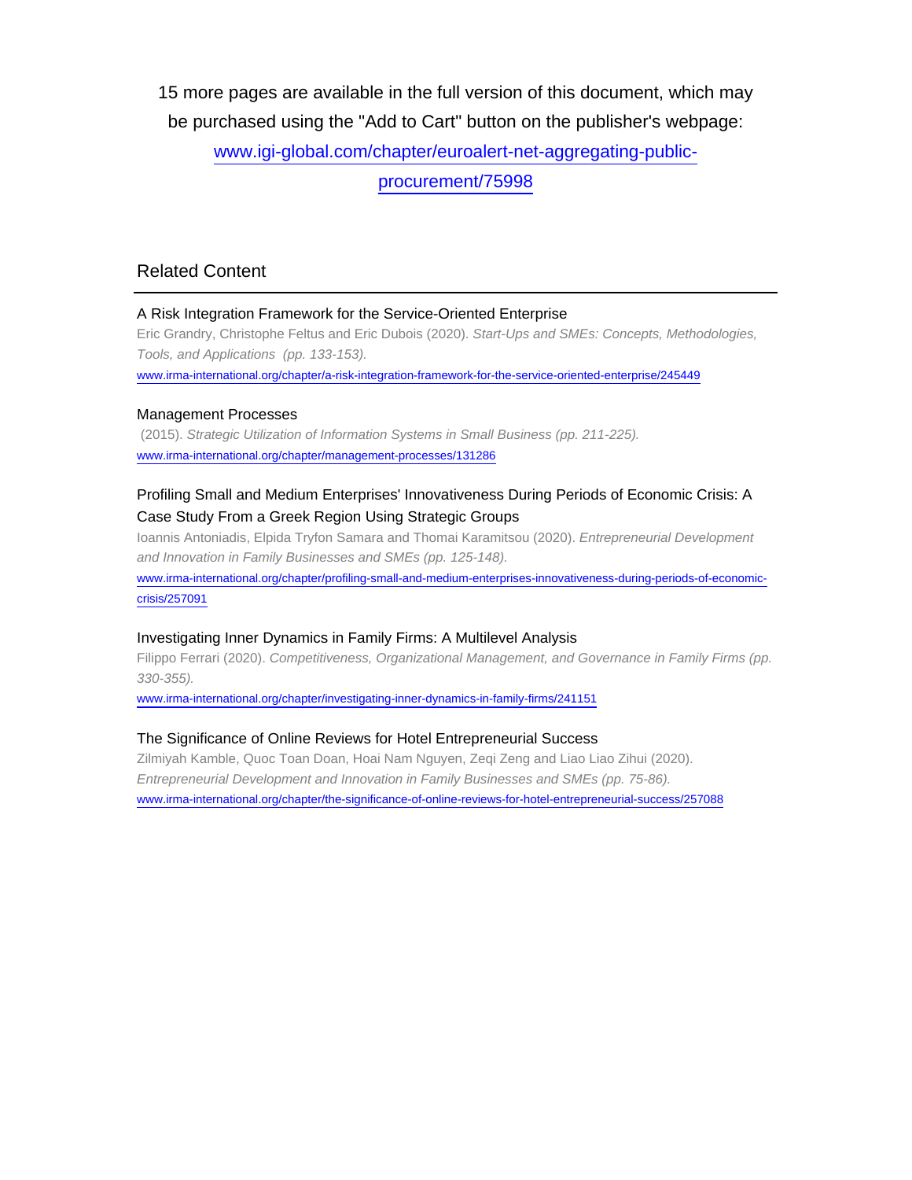15 more pages are available in the full version of this document, which may be purchased using the "Add to Cart" button on the publisher's webpage: www.igi-global.com/chapter/euroalert-net-aggregating-public-procurement/75998

## Related Content

A Risk Integration Framework for the Service-Oriented Enterprise
Eric Grandry, Christophe Feltus and Eric Dubois (2020). *Start-Ups and SMEs: Concepts, Methodologies, Tools, and Applications (pp. 133-153).*
www.irma-international.org/chapter/a-risk-integration-framework-for-the-service-oriented-enterprise/245449

Management Processes
(2015). *Strategic Utilization of Information Systems in Small Business (pp. 211-225).*
www.irma-international.org/chapter/management-processes/131286

Profiling Small and Medium Enterprises' Innovativeness During Periods of Economic Crisis: A Case Study From a Greek Region Using Strategic Groups
Ioannis Antoniadis, Elpida Tryfon Samara and Thomai Karamitsou (2020). *Entrepreneurial Development and Innovation in Family Businesses and SMEs (pp. 125-148).*
www.irma-international.org/chapter/profiling-small-and-medium-enterprises-innovativeness-during-periods-of-economic-crisis/257091

Investigating Inner Dynamics in Family Firms: A Multilevel Analysis
Filippo Ferrari (2020). *Competitiveness, Organizational Management, and Governance in Family Firms (pp. 330-355).*
www.irma-international.org/chapter/investigating-inner-dynamics-in-family-firms/241151

The Significance of Online Reviews for Hotel Entrepreneurial Success
Zilmiyah Kamble, Quoc Toan Doan, Hoai Nam Nguyen, Zeqi Zeng and Liao Liao Zihui (2020). *Entrepreneurial Development and Innovation in Family Businesses and SMEs (pp. 75-86).*
www.irma-international.org/chapter/the-significance-of-online-reviews-for-hotel-entrepreneurial-success/257088